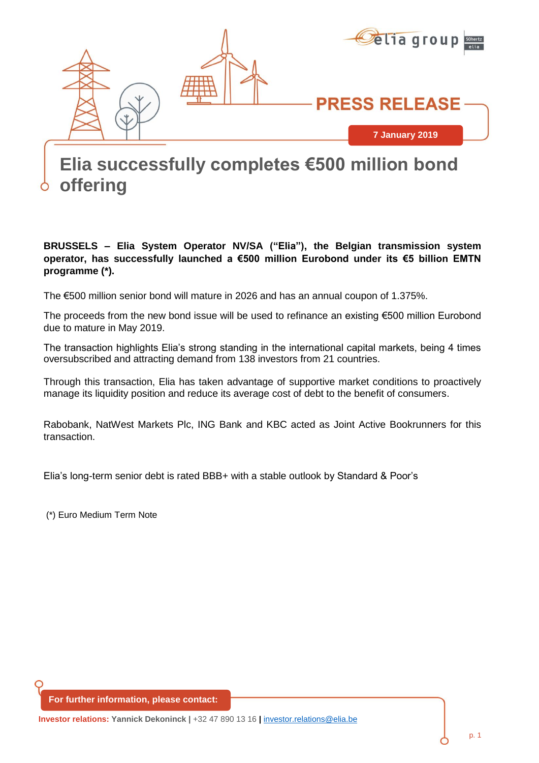PRESS RELEASE

7 January 2019

# Elia successfully completes €500 million bond offering

**BRUSSELS – Elia System Operator NV/SA ("Elia"), the Belgian transmission system operator, has successfully launched a €500 million Eurobond under its €5 billion EMTN programme (*).**

The €500 million senior bond will mature in 2026 and has an annual coupon of 1.375%.

The proceeds from the new bond issue will be used to refinance an existing €500 million Eurobond due to mature in May 2019.

The transaction highlights Elia's strong standing in the international capital markets, being 4 times oversubscribed and attracting demand from 138 investors from 21 countries.

Through this transaction, Elia has taken advantage of supportive market conditions to proactively manage its liquidity position and reduce its average cost of debt to the benefit of consumers.

Rabobank, NatWest Markets Plc, ING Bank and KBC acted as Joint Active Bookrunners for this transaction.

Elia's long-term senior debt is rated BBB+ with a stable outlook by Standard & Poor's

(*) Euro Medium Term Note

**For further information, please contact:**

**Investor relations: Yannick Dekoninck |** +32 47 890 13 16 **|** investor.relations@elia.be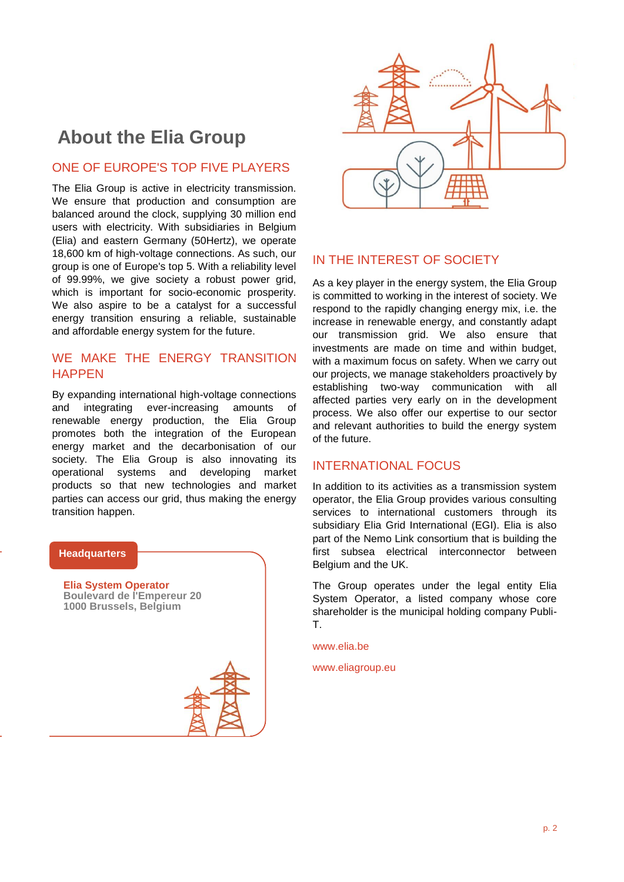# About the Elia Group

## ONE OF EUROPE'S TOP FIVE PLAYERS

The Elia Group is active in electricity transmission. We ensure that production and consumption are balanced around the clock, supplying 30 million end users with electricity. With subsidiaries in Belgium (Elia) and eastern Germany (50Hertz), we operate 18,600 km of high-voltage connections. As such, our group is one of Europe's top 5. With a reliability level of 99.99%, we give society a robust power grid, which is important for socio-economic prosperity. We also aspire to be a catalyst for a successful energy transition ensuring a reliable, sustainable and affordable energy system for the future.

## WE MAKE THE ENERGY TRANSITION HAPPEN

By expanding international high-voltage connections and integrating ever-increasing amounts of renewable energy production, the Elia Group promotes both the integration of the European energy market and the decarbonisation of our society. The Elia Group is also innovating its operational systems and developing market products so that new technologies and market parties can access our grid, thus making the energy transition happen.

**Headquarters**

**Elia System Operator**
**Boulevard de l'Empereur 20**
**1000 Brussels, Belgium**

## IN THE INTEREST OF SOCIETY

As a key player in the energy system, the Elia Group is committed to working in the interest of society. We respond to the rapidly changing energy mix, i.e. the increase in renewable energy, and constantly adapt our transmission grid. We also ensure that investments are made on time and within budget, with a maximum focus on safety. When we carry out our projects, we manage stakeholders proactively by establishing two-way communication with all affected parties very early on in the development process. We also offer our expertise to our sector and relevant authorities to build the energy system of the future.

## INTERNATIONAL FOCUS

In addition to its activities as a transmission system operator, the Elia Group provides various consulting services to international customers through its subsidiary Elia Grid International (EGI). Elia is also part of the Nemo Link consortium that is building the first subsea electrical interconnector between Belgium and the UK.

The Group operates under the legal entity Elia System Operator, a listed company whose core shareholder is the municipal holding company Publi-T.

www.elia.be

www.eliagroup.eu